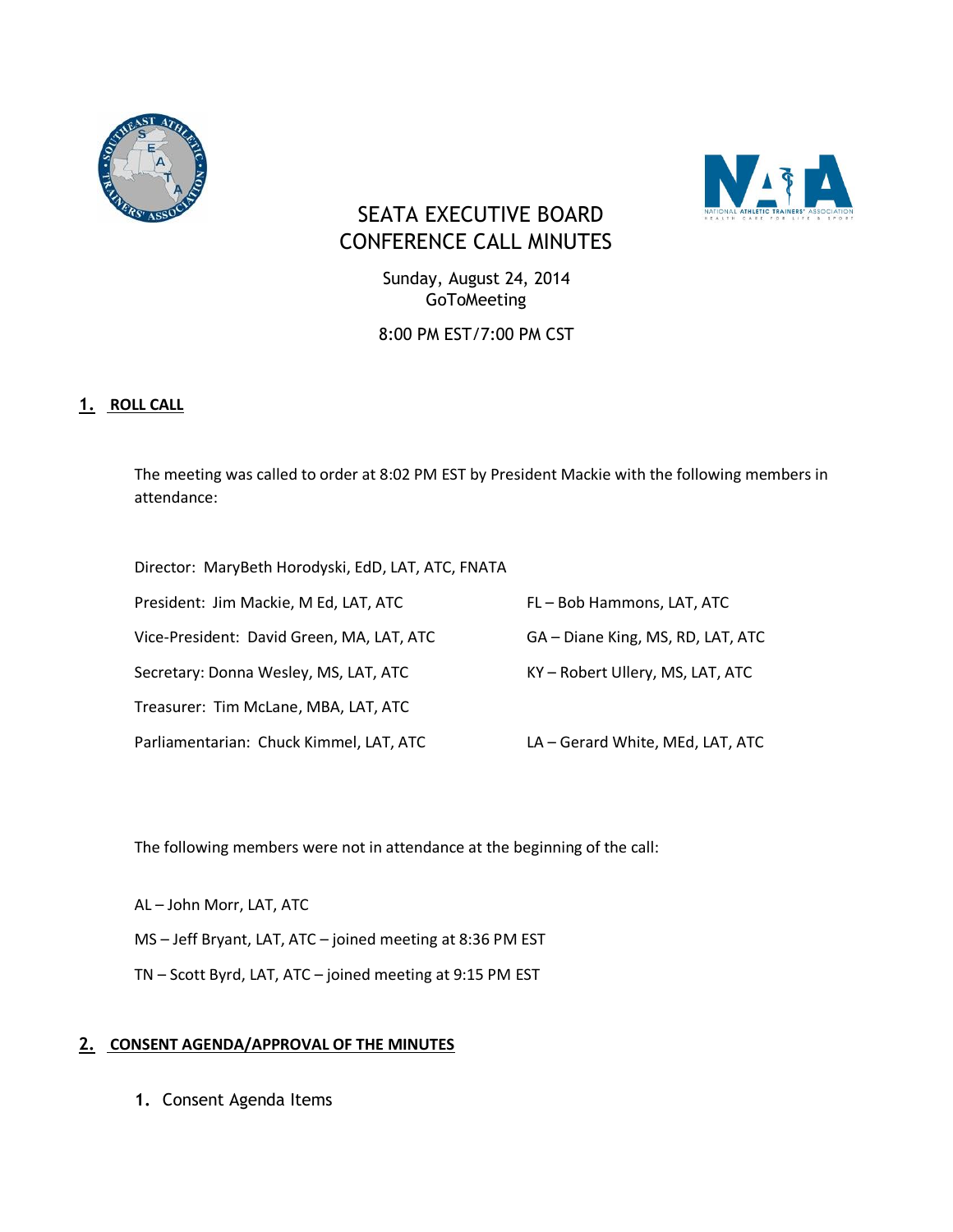# SEATA EXECUTIVE BOARD CONFERENCE CALL MINUTES

Sunday, August 24, 2014
GoToMeeting

8:00 PM EST/7:00 PM CST

## 1. ROLL CALL

The meeting was called to order at 8:02 PM EST by President Mackie with the following members in attendance:

Director: MaryBeth Horodyski, EdD, LAT, ATC, FNATA

President: Jim Mackie, M Ed, LAT, ATC

Vice-President: David Green, MA, LAT, ATC

Secretary: Donna Wesley, MS, LAT, ATC

Treasurer: Tim McLane, MBA, LAT, ATC

Parliamentarian: Chuck Kimmel, LAT, ATC

FL – Bob Hammons, LAT, ATC

GA – Diane King, MS, RD, LAT, ATC

KY – Robert Ullery, MS, LAT, ATC

LA – Gerard White, MEd, LAT, ATC

The following members were not in attendance at the beginning of the call:

AL – John Morr, LAT, ATC

MS – Jeff Bryant, LAT, ATC – joined meeting at 8:36 PM EST

TN – Scott Byrd, LAT, ATC – joined meeting at 9:15 PM EST

## 2. CONSENT AGENDA/APPROVAL OF THE MINUTES

1. Consent Agenda Items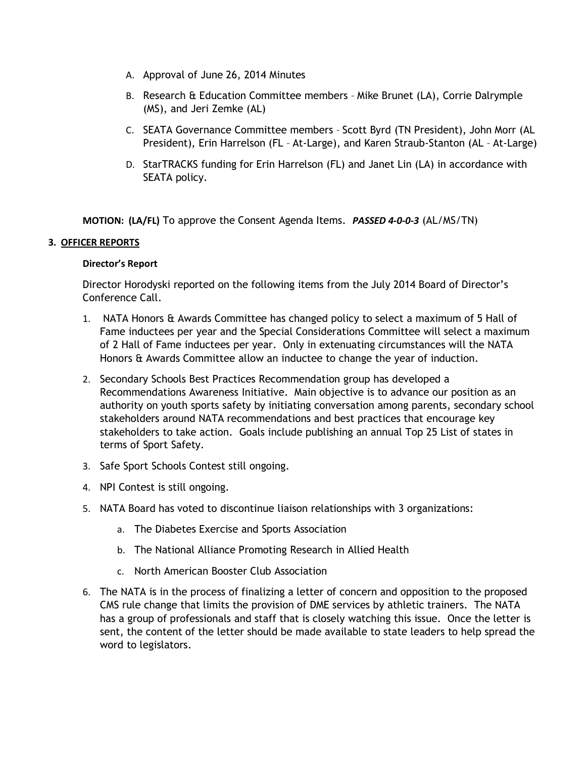A. Approval of June 26, 2014 Minutes

B. Research & Education Committee members – Mike Brunet (LA), Corrie Dalrymple (MS), and Jeri Zemke (AL)

C. SEATA Governance Committee members – Scott Byrd (TN President), John Morr (AL President), Erin Harrelson (FL – At-Large), and Karen Straub-Stanton (AL – At-Large)

D. StarTRACKS funding for Erin Harrelson (FL) and Janet Lin (LA) in accordance with SEATA policy.

**MOTION: (LA/FL)** To approve the Consent Agenda Items. ***PASSED 4-0-0-3*** (AL/MS/TN)

## 3. OFFICER REPORTS

### Director's Report

Director Horodyski reported on the following items from the July 2014 Board of Director's Conference Call.

1. NATA Honors & Awards Committee has changed policy to select a maximum of 5 Hall of Fame inductees per year and the Special Considerations Committee will select a maximum of 2 Hall of Fame inductees per year. Only in extenuating circumstances will the NATA Honors & Awards Committee allow an inductee to change the year of induction.
2. Secondary Schools Best Practices Recommendation group has developed a Recommendations Awareness Initiative. Main objective is to advance our position as an authority on youth sports safety by initiating conversation among parents, secondary school stakeholders around NATA recommendations and best practices that encourage key stakeholders to take action. Goals include publishing an annual Top 25 List of states in terms of Sport Safety.
3. Safe Sport Schools Contest still ongoing.
4. NPI Contest is still ongoing.
5. NATA Board has voted to discontinue liaison relationships with 3 organizations:
   a. The Diabetes Exercise and Sports Association
   b. The National Alliance Promoting Research in Allied Health
   c. North American Booster Club Association
6. The NATA is in the process of finalizing a letter of concern and opposition to the proposed CMS rule change that limits the provision of DME services by athletic trainers. The NATA has a group of professionals and staff that is closely watching this issue. Once the letter is sent, the content of the letter should be made available to state leaders to help spread the word to legislators.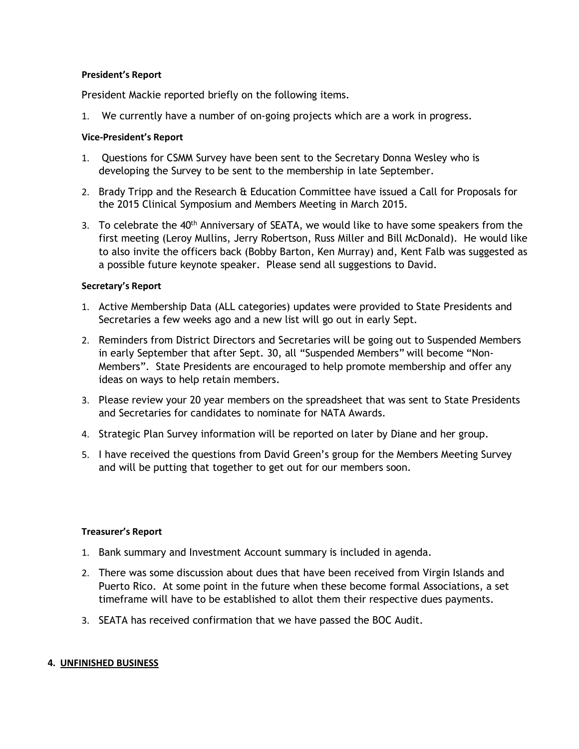**President's Report**

President Mackie reported briefly on the following items.

1. We currently have a number of on-going projects which are a work in progress.

**Vice-President's Report**

1. Questions for CSMM Survey have been sent to the Secretary Donna Wesley who is developing the Survey to be sent to the membership in late September.
2. Brady Tripp and the Research & Education Committee have issued a Call for Proposals for the 2015 Clinical Symposium and Members Meeting in March 2015.
3. To celebrate the 40th Anniversary of SEATA, we would like to have some speakers from the first meeting (Leroy Mullins, Jerry Robertson, Russ Miller and Bill McDonald). He would like to also invite the officers back (Bobby Barton, Ken Murray) and, Kent Falb was suggested as a possible future keynote speaker. Please send all suggestions to David.

**Secretary's Report**

1. Active Membership Data (ALL categories) updates were provided to State Presidents and Secretaries a few weeks ago and a new list will go out in early Sept.
2. Reminders from District Directors and Secretaries will be going out to Suspended Members in early September that after Sept. 30, all "Suspended Members" will become "Non-Members". State Presidents are encouraged to help promote membership and offer any ideas on ways to help retain members.
3. Please review your 20 year members on the spreadsheet that was sent to State Presidents and Secretaries for candidates to nominate for NATA Awards.
4. Strategic Plan Survey information will be reported on later by Diane and her group.
5. I have received the questions from David Green's group for the Members Meeting Survey and will be putting that together to get out for our members soon.

**Treasurer's Report**

1. Bank summary and Investment Account summary is included in agenda.
2. There was some discussion about dues that have been received from Virgin Islands and Puerto Rico. At some point in the future when these become formal Associations, a set timeframe will have to be established to allot them their respective dues payments.
3. SEATA has received confirmation that we have passed the BOC Audit.

**4. UNFINISHED BUSINESS**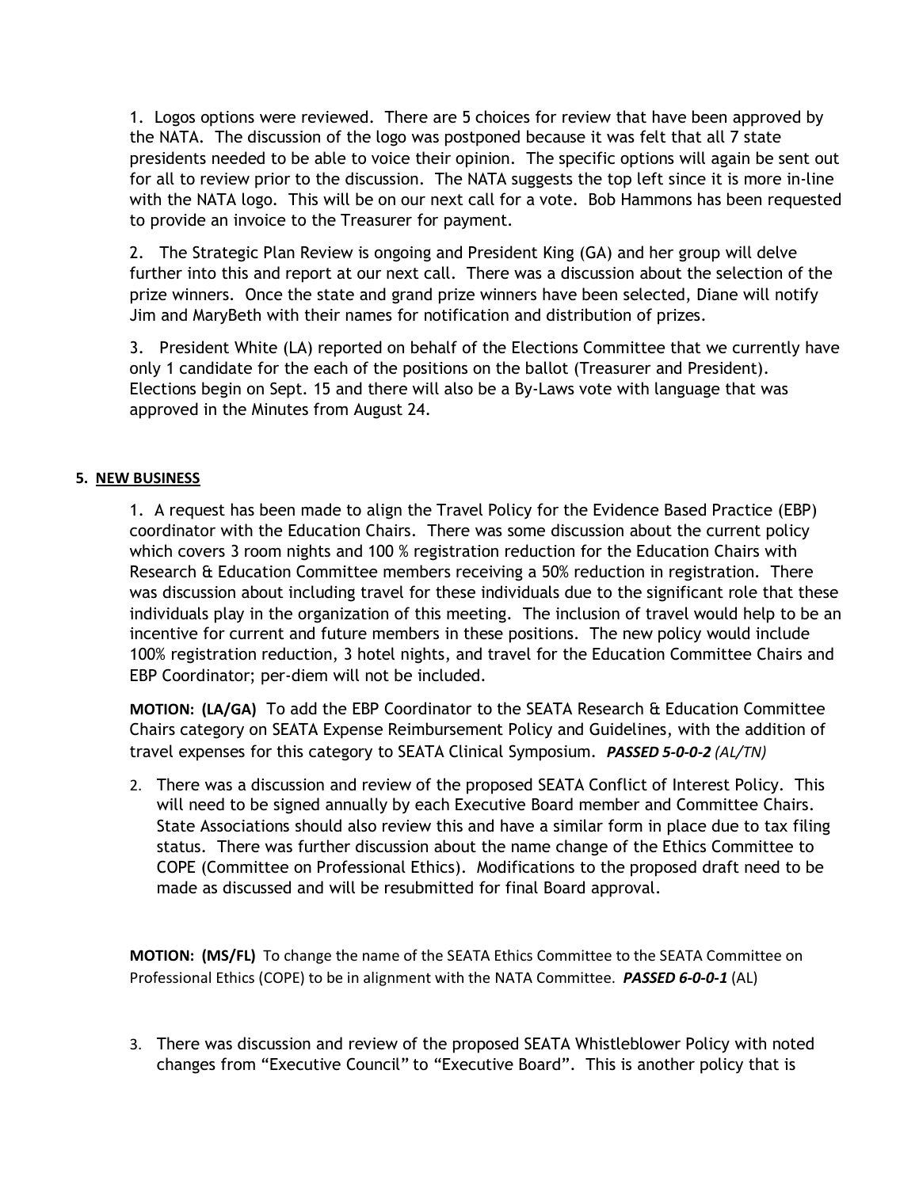1. Logos options were reviewed. There are 5 choices for review that have been approved by the NATA. The discussion of the logo was postponed because it was felt that all 7 state presidents needed to be able to voice their opinion. The specific options will again be sent out for all to review prior to the discussion. The NATA suggests the top left since it is more in-line with the NATA logo. This will be on our next call for a vote. Bob Hammons has been requested to provide an invoice to the Treasurer for payment.

2. The Strategic Plan Review is ongoing and President King (GA) and her group will delve further into this and report at our next call. There was a discussion about the selection of the prize winners. Once the state and grand prize winners have been selected, Diane will notify Jim and MaryBeth with their names for notification and distribution of prizes.

3. President White (LA) reported on behalf of the Elections Committee that we currently have only 1 candidate for the each of the positions on the ballot (Treasurer and President). Elections begin on Sept. 15 and there will also be a By-Laws vote with language that was approved in the Minutes from August 24.

**5. NEW BUSINESS**

1. A request has been made to align the Travel Policy for the Evidence Based Practice (EBP) coordinator with the Education Chairs. There was some discussion about the current policy which covers 3 room nights and 100 % registration reduction for the Education Chairs with Research & Education Committee members receiving a 50% reduction in registration. There was discussion about including travel for these individuals due to the significant role that these individuals play in the organization of this meeting. The inclusion of travel would help to be an incentive for current and future members in these positions. The new policy would include 100% registration reduction, 3 hotel nights, and travel for the Education Committee Chairs and EBP Coordinator; per-diem will not be included.

**MOTION: (LA/GA)** To add the EBP Coordinator to the SEATA Research & Education Committee Chairs category on SEATA Expense Reimbursement Policy and Guidelines, with the addition of travel expenses for this category to SEATA Clinical Symposium. ***PASSED 5-0-0-2*** *(AL/TN)*

2. There was a discussion and review of the proposed SEATA Conflict of Interest Policy. This will need to be signed annually by each Executive Board member and Committee Chairs. State Associations should also review this and have a similar form in place due to tax filing status. There was further discussion about the name change of the Ethics Committee to COPE (Committee on Professional Ethics). Modifications to the proposed draft need to be made as discussed and will be resubmitted for final Board approval.

**MOTION: (MS/FL)** To change the name of the SEATA Ethics Committee to the SEATA Committee on Professional Ethics (COPE) to be in alignment with the NATA Committee. ***PASSED 6-0-0-1*** (AL)

3. There was discussion and review of the proposed SEATA Whistleblower Policy with noted changes from "Executive Council" to "Executive Board". This is another policy that is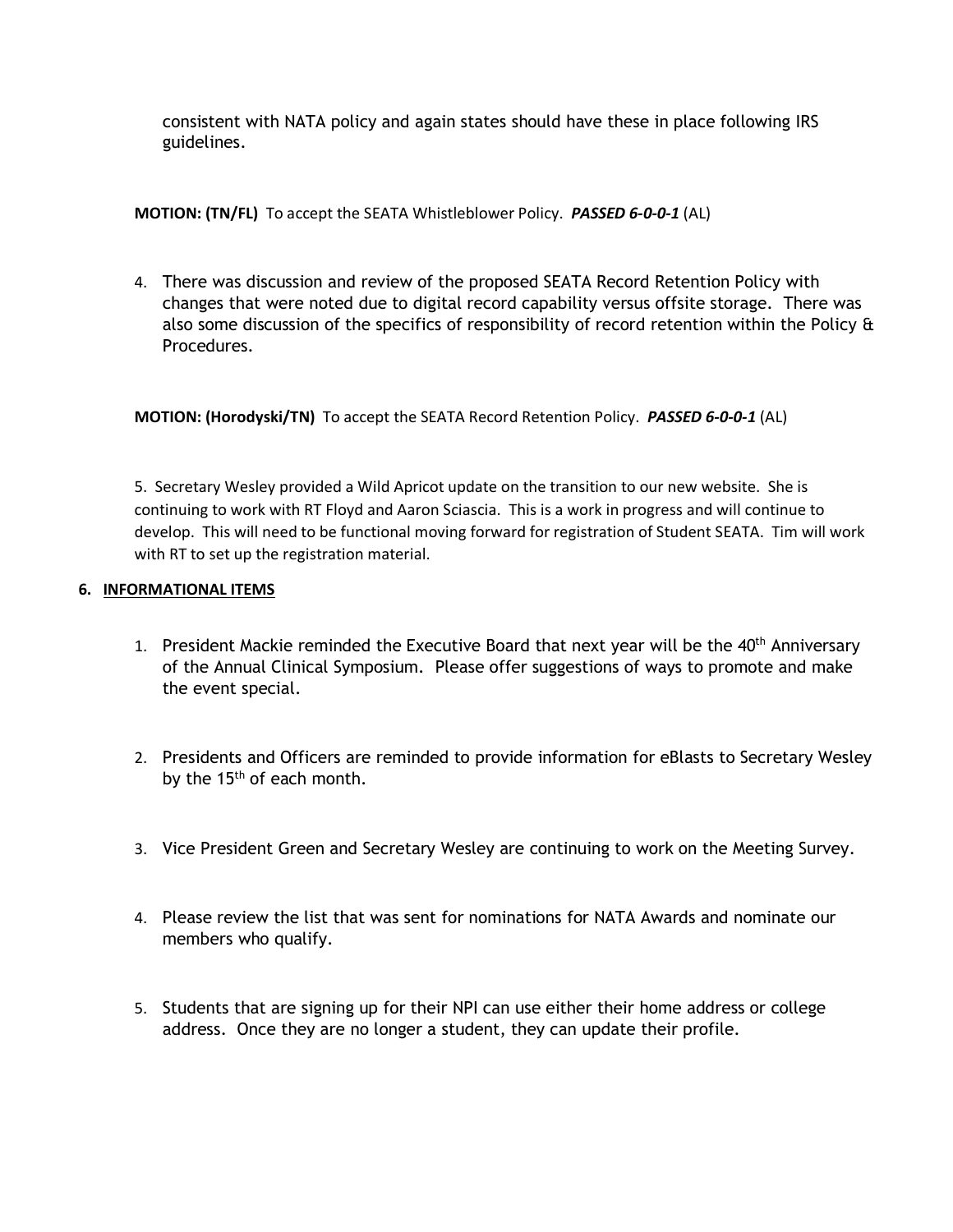consistent with NATA policy and again states should have these in place following IRS guidelines.

**MOTION: (TN/FL)** To accept the SEATA Whistleblower Policy. ***PASSED 6-0-0-1*** (AL)

4. There was discussion and review of the proposed SEATA Record Retention Policy with changes that were noted due to digital record capability versus offsite storage. There was also some discussion of the specifics of responsibility of record retention within the Policy & Procedures.

**MOTION: (Horodyski/TN)** To accept the SEATA Record Retention Policy. ***PASSED 6-0-0-1*** (AL)

5. Secretary Wesley provided a Wild Apricot update on the transition to our new website. She is continuing to work with RT Floyd and Aaron Sciascia. This is a work in progress and will continue to develop. This will need to be functional moving forward for registration of Student SEATA. Tim will work with RT to set up the registration material.

## 6. INFORMATIONAL ITEMS

1. President Mackie reminded the Executive Board that next year will be the 40th Anniversary of the Annual Clinical Symposium. Please offer suggestions of ways to promote and make the event special.

2. Presidents and Officers are reminded to provide information for eBlasts to Secretary Wesley by the 15th of each month.

3. Vice President Green and Secretary Wesley are continuing to work on the Meeting Survey.

4. Please review the list that was sent for nominations for NATA Awards and nominate our members who qualify.

5. Students that are signing up for their NPI can use either their home address or college address. Once they are no longer a student, they can update their profile.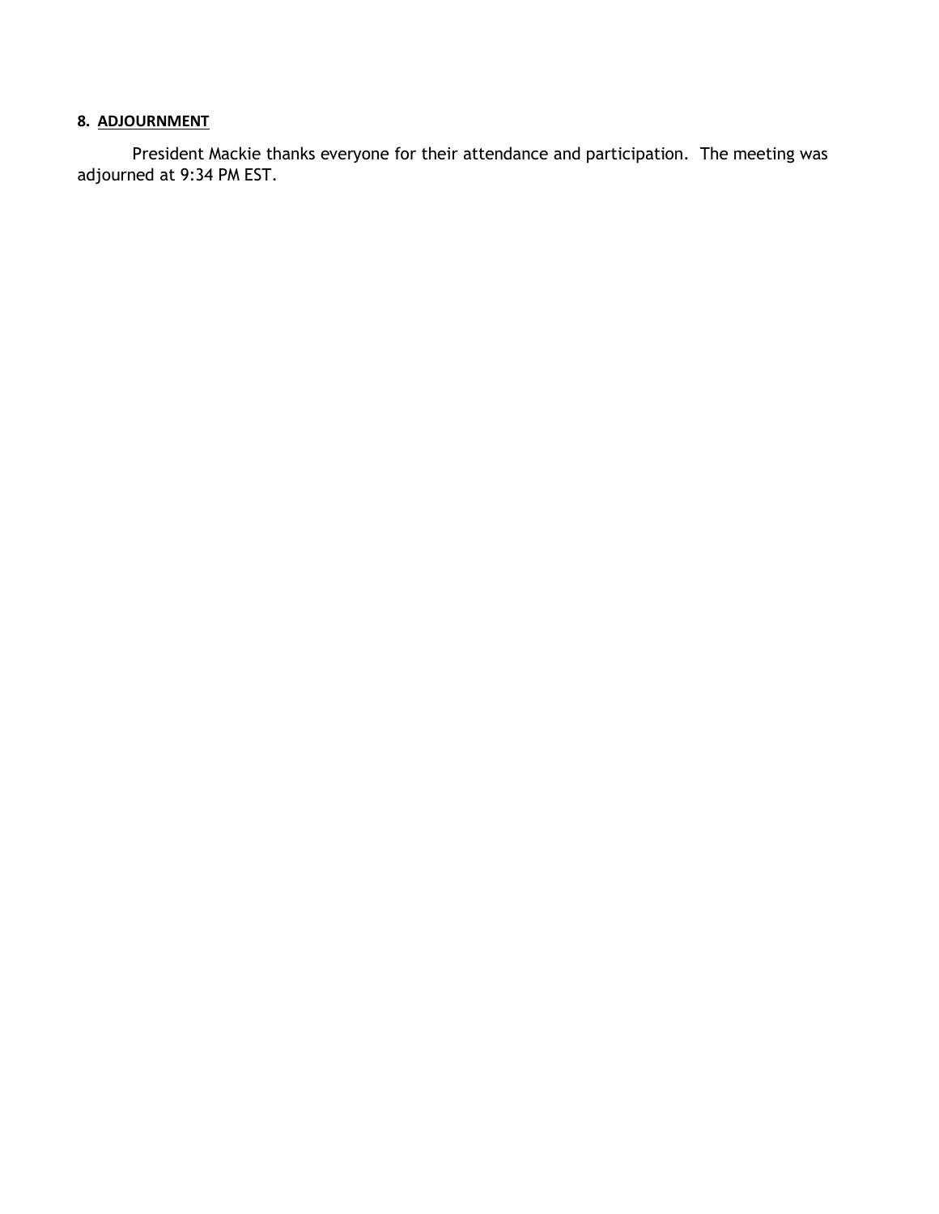**8. ADJOURNMENT**

President Mackie thanks everyone for their attendance and participation. The meeting was adjourned at 9:34 PM EST.